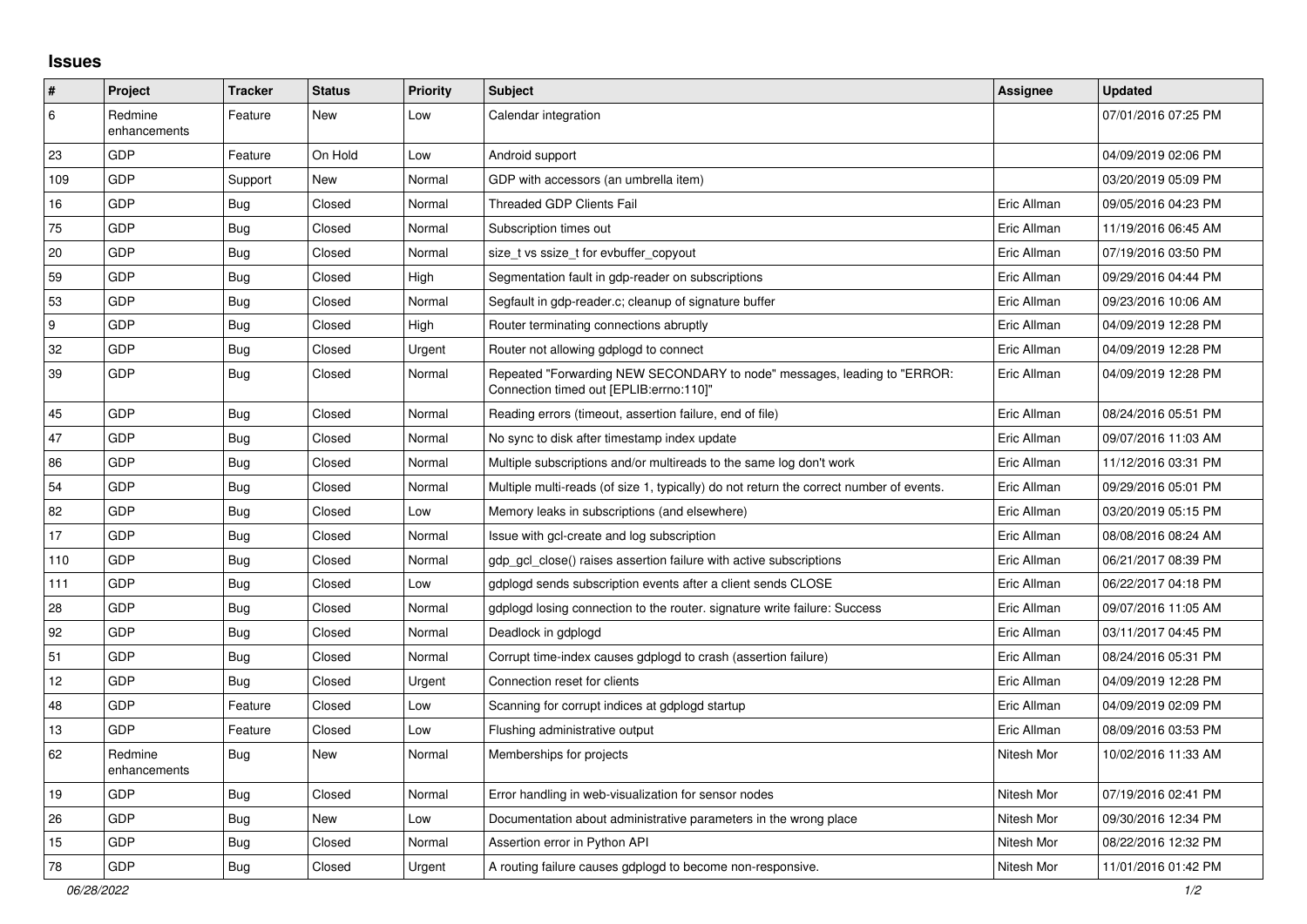## Issues

| # | Project | Tracker | Status | Priority | Subject | Assignee | Updated |
|---|---|---|---|---|---|---|---|
| 6 | Redmine enhancements | Feature | New | Low | Calendar integration | | 07/01/2016 07:25 PM |
| 23 | GDP | Feature | On Hold | Low | Android support | | 04/09/2019 02:06 PM |
| 109 | GDP | Support | New | Normal | GDP with accessors (an umbrella item) | | 03/20/2019 05:09 PM |
| 16 | GDP | Bug | Closed | Normal | Threaded GDP Clients Fail | Eric Allman | 09/05/2016 04:23 PM |
| 75 | GDP | Bug | Closed | Normal | Subscription times out | Eric Allman | 11/19/2016 06:45 AM |
| 20 | GDP | Bug | Closed | Normal | size_t vs ssize_t for evbuffer_copyout | Eric Allman | 07/19/2016 03:50 PM |
| 59 | GDP | Bug | Closed | High | Segmentation fault in gdp-reader on subscriptions | Eric Allman | 09/29/2016 04:44 PM |
| 53 | GDP | Bug | Closed | Normal | Segfault in gdp-reader.c; cleanup of signature buffer | Eric Allman | 09/23/2016 10:06 AM |
| 9 | GDP | Bug | Closed | High | Router terminating connections abruptly | Eric Allman | 04/09/2019 12:28 PM |
| 32 | GDP | Bug | Closed | Urgent | Router not allowing gdplogd to connect | Eric Allman | 04/09/2019 12:28 PM |
| 39 | GDP | Bug | Closed | Normal | Repeated "Forwarding NEW SECONDARY to node" messages, leading to "ERROR: Connection timed out [EPLIB:errno:110]" | Eric Allman | 04/09/2019 12:28 PM |
| 45 | GDP | Bug | Closed | Normal | Reading errors (timeout, assertion failure, end of file) | Eric Allman | 08/24/2016 05:51 PM |
| 47 | GDP | Bug | Closed | Normal | No sync to disk after timestamp index update | Eric Allman | 09/07/2016 11:03 AM |
| 86 | GDP | Bug | Closed | Normal | Multiple subscriptions and/or multireads to the same log don't work | Eric Allman | 11/12/2016 03:31 PM |
| 54 | GDP | Bug | Closed | Normal | Multiple multi-reads (of size 1, typically) do not return the correct number of events. | Eric Allman | 09/29/2016 05:01 PM |
| 82 | GDP | Bug | Closed | Low | Memory leaks in subscriptions (and elsewhere) | Eric Allman | 03/20/2019 05:15 PM |
| 17 | GDP | Bug | Closed | Normal | Issue with gcl-create and log subscription | Eric Allman | 08/08/2016 08:24 AM |
| 110 | GDP | Bug | Closed | Normal | gdp_gcl_close() raises assertion failure with active subscriptions | Eric Allman | 06/21/2017 08:39 PM |
| 111 | GDP | Bug | Closed | Low | gdplogd sends subscription events after a client sends CLOSE | Eric Allman | 06/22/2017 04:18 PM |
| 28 | GDP | Bug | Closed | Normal | gdplogd losing connection to the router. signature write failure: Success | Eric Allman | 09/07/2016 11:05 AM |
| 92 | GDP | Bug | Closed | Normal | Deadlock in gdplogd | Eric Allman | 03/11/2017 04:45 PM |
| 51 | GDP | Bug | Closed | Normal | Corrupt time-index causes gdplogd to crash (assertion failure) | Eric Allman | 08/24/2016 05:31 PM |
| 12 | GDP | Bug | Closed | Urgent | Connection reset for clients | Eric Allman | 04/09/2019 12:28 PM |
| 48 | GDP | Feature | Closed | Low | Scanning for corrupt indices at gdplogd startup | Eric Allman | 04/09/2019 02:09 PM |
| 13 | GDP | Feature | Closed | Low | Flushing administrative output | Eric Allman | 08/09/2016 03:53 PM |
| 62 | Redmine enhancements | Bug | New | Normal | Memberships for projects | Nitesh Mor | 10/02/2016 11:33 AM |
| 19 | GDP | Bug | Closed | Normal | Error handling in web-visualization for sensor nodes | Nitesh Mor | 07/19/2016 02:41 PM |
| 26 | GDP | Bug | New | Low | Documentation about administrative parameters in the wrong place | Nitesh Mor | 09/30/2016 12:34 PM |
| 15 | GDP | Bug | Closed | Normal | Assertion error in Python API | Nitesh Mor | 08/22/2016 12:32 PM |
| 78 | GDP | Bug | Closed | Urgent | A routing failure causes gdplogd to become non-responsive. | Nitesh Mor | 11/01/2016 01:42 PM |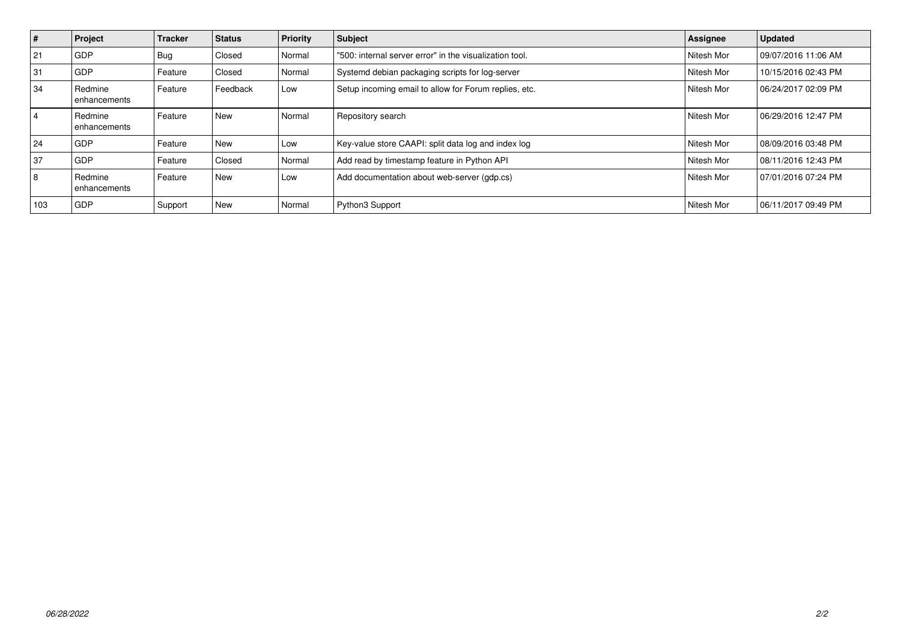| # | Project | Tracker | Status | Priority | Subject | Assignee | Updated |
|---|---|---|---|---|---|---|---|
| 21 | GDP | Bug | Closed | Normal | "500: internal server error" in the visualization tool. | Nitesh Mor | 09/07/2016 11:06 AM |
| 31 | GDP | Feature | Closed | Normal | Systemd debian packaging scripts for log-server | Nitesh Mor | 10/15/2016 02:43 PM |
| 34 | Redmine enhancements | Feature | Feedback | Low | Setup incoming email to allow for Forum replies, etc. | Nitesh Mor | 06/24/2017 02:09 PM |
| 4 | Redmine enhancements | Feature | New | Normal | Repository search | Nitesh Mor | 06/29/2016 12:47 PM |
| 24 | GDP | Feature | New | Low | Key-value store CAAPI: split data log and index log | Nitesh Mor | 08/09/2016 03:48 PM |
| 37 | GDP | Feature | Closed | Normal | Add read by timestamp feature in Python API | Nitesh Mor | 08/11/2016 12:43 PM |
| 8 | Redmine enhancements | Feature | New | Low | Add documentation about web-server (gdp.cs) | Nitesh Mor | 07/01/2016 07:24 PM |
| 103 | GDP | Support | New | Normal | Python3 Support | Nitesh Mor | 06/11/2017 09:49 PM |